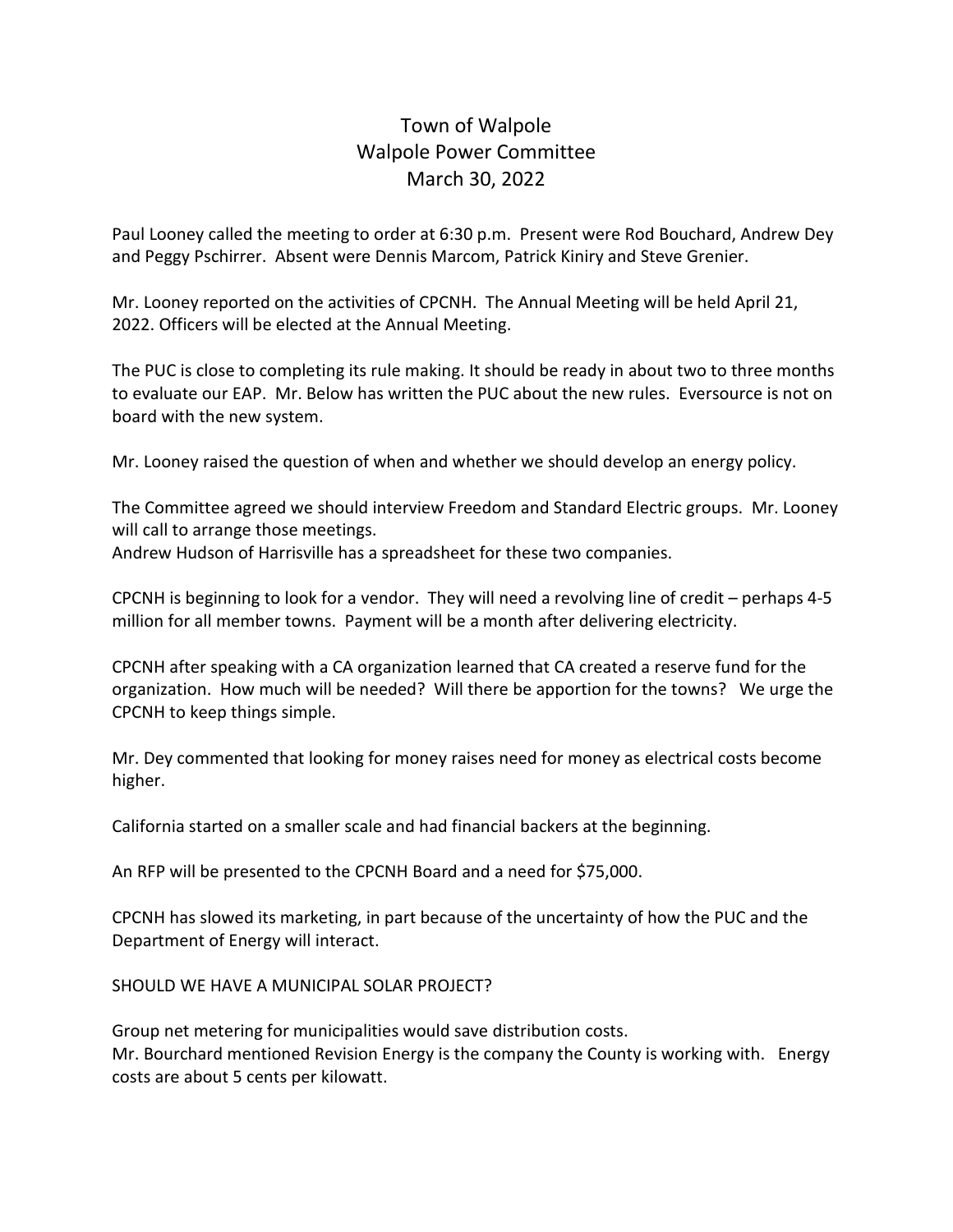# Town of Walpole
## Walpole Power Committee
### March 30, 2022

Paul Looney called the meeting to order at 6:30 p.m. Present were Rod Bouchard, Andrew Dey and Peggy Pschirrer. Absent were Dennis Marcom, Patrick Kiniry and Steve Grenier.

Mr. Looney reported on the activities of CPCNH. The Annual Meeting will be held April 21, 2022. Officers will be elected at the Annual Meeting.

The PUC is close to completing its rule making. It should be ready in about two to three months to evaluate our EAP. Mr. Below has written the PUC about the new rules. Eversource is not on board with the new system.

Mr. Looney raised the question of when and whether we should develop an energy policy.

The Committee agreed we should interview Freedom and Standard Electric groups. Mr. Looney will call to arrange those meetings.
Andrew Hudson of Harrisville has a spreadsheet for these two companies.

CPCNH is beginning to look for a vendor. They will need a revolving line of credit – perhaps 4-5 million for all member towns. Payment will be a month after delivering electricity.

CPCNH after speaking with a CA organization learned that CA created a reserve fund for the organization. How much will be needed? Will there be apportion for the towns? We urge the CPCNH to keep things simple.

Mr. Dey commented that looking for money raises need for money as electrical costs become higher.

California started on a smaller scale and had financial backers at the beginning.

An RFP will be presented to the CPCNH Board and a need for $75,000.

CPCNH has slowed its marketing, in part because of the uncertainty of how the PUC and the Department of Energy will interact.

SHOULD WE HAVE A MUNICIPAL SOLAR PROJECT?

Group net metering for municipalities would save distribution costs.
Mr. Bourchard mentioned Revision Energy is the company the County is working with. Energy costs are about 5 cents per kilowatt.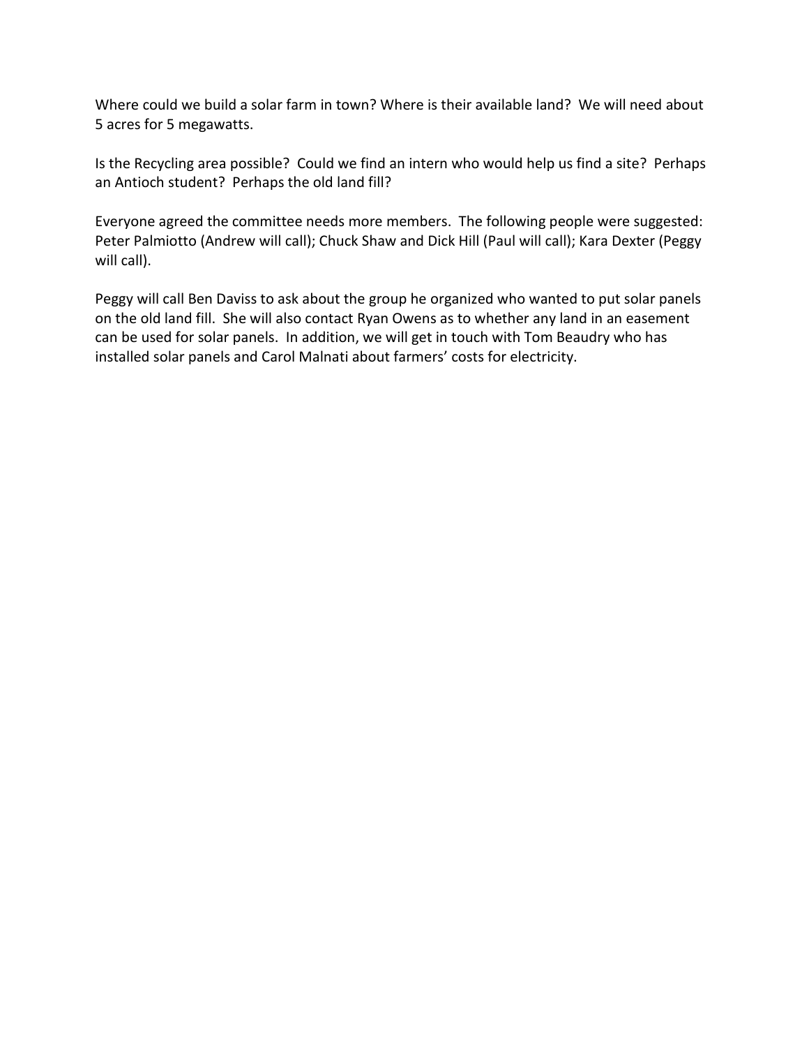Where could we build a solar farm in town? Where is their available land? We will need about 5 acres for 5 megawatts.

Is the Recycling area possible? Could we find an intern who would help us find a site? Perhaps an Antioch student? Perhaps the old land fill?

Everyone agreed the committee needs more members. The following people were suggested: Peter Palmiotto (Andrew will call); Chuck Shaw and Dick Hill (Paul will call); Kara Dexter (Peggy will call).

Peggy will call Ben Daviss to ask about the group he organized who wanted to put solar panels on the old land fill. She will also contact Ryan Owens as to whether any land in an easement can be used for solar panels. In addition, we will get in touch with Tom Beaudry who has installed solar panels and Carol Malnati about farmers' costs for electricity.